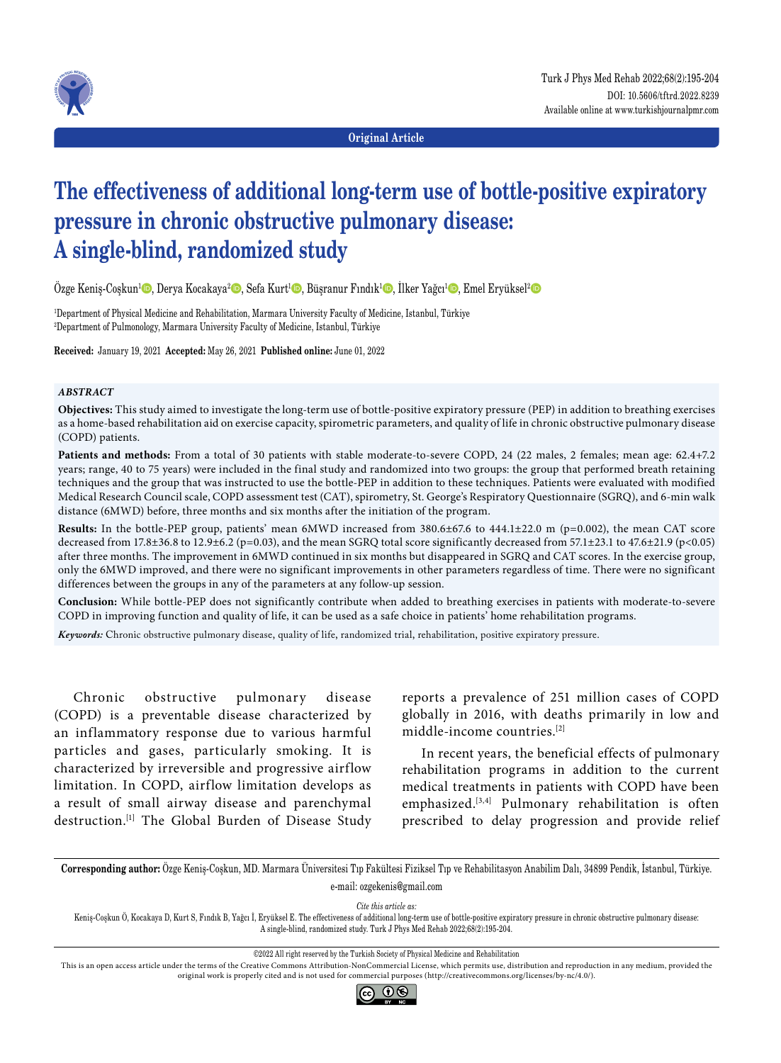Original Article

# The effectiveness of additional long-term use of bottle-positive expiratory pressure in chronic obstructive pulmonary disease: A single-blind, randomized study

Özge Keniş-Coşkun[1], Derya Kocakaya[2], Sefa Kurt[1], Büşranur Fındık[1], İlker Yağcı[1], Emel Eryüksel[2]

[1]Department of Physical Medicine and Rehabilitation, Marmara University Faculty of Medicine, Istanbul, Türkiye
[2]Department of Pulmonology, Marmara University Faculty of Medicine, Istanbul, Türkiye

**Received:** January 19, 2021 **Accepted:** May 26, 2021 **Published online:** June 01, 2022

### *ABSTRACT*

**Objectives:** This study aimed to investigate the long-term use of bottle-positive expiratory pressure (PEP) in addition to breathing exercises as a home-based rehabilitation aid on exercise capacity, spirometric parameters, and quality of life in chronic obstructive pulmonary disease (COPD) patients.

**Patients and methods:** From a total of 30 patients with stable moderate-to-severe COPD, 24 (22 males, 2 females; mean age: 62.4+7.2 years; range, 40 to 75 years) were included in the final study and randomized into two groups: the group that performed breath retaining techniques and the group that was instructed to use the bottle-PEP in addition to these techniques. Patients were evaluated with modified Medical Research Council scale, COPD assessment test (CAT), spirometry, St. George's Respiratory Questionnaire (SGRQ), and 6-min walk distance (6MWD) before, three months and six months after the initiation of the program.

**Results:** In the bottle-PEP group, patients' mean 6MWD increased from 380.6±67.6 to 444.1±22.0 m (p=0.002), the mean CAT score decreased from 17.8±36.8 to 12.9±6.2 (p=0.03), and the mean SGRQ total score significantly decreased from 57.1±23.1 to 47.6±21.9 (p<0.05) after three months. The improvement in 6MWD continued in six months but disappeared in SGRQ and CAT scores. In the exercise group, only the 6MWD improved, and there were no significant improvements in other parameters regardless of time. There were no significant differences between the groups in any of the parameters at any follow-up session.

**Conclusion:** While bottle-PEP does not significantly contribute when added to breathing exercises in patients with moderate-to-severe COPD in improving function and quality of life, it can be used as a safe choice in patients' home rehabilitation programs.

***Keywords:*** Chronic obstructive pulmonary disease, quality of life, randomized trial, rehabilitation, positive expiratory pressure.

Chronic obstructive pulmonary disease (COPD) is a preventable disease characterized by an inflammatory response due to various harmful particles and gases, particularly smoking. It is characterized by irreversible and progressive airflow limitation. In COPD, airflow limitation develops as a result of small airway disease and parenchymal destruction.[1] The Global Burden of Disease Study reports a prevalence of 251 million cases of COPD globally in 2016, with deaths primarily in low and middle-income countries.[2]

In recent years, the beneficial effects of pulmonary rehabilitation programs in addition to the current medical treatments in patients with COPD have been emphasized.[3,4] Pulmonary rehabilitation is often prescribed to delay progression and provide relief

**Corresponding author:** Özge Keniş-Coşkun, MD. Marmara Üniversitesi Tıp Fakültesi Fiziksel Tıp ve Rehabilitasyon Anabilim Dalı, 34899 Pendik, İstanbul, Türkiye.
e-mail: ozgekenis@gmail.com

*Cite this article as:*
Keniş-Coşkun Ö, Kocakaya D, Kurt S, Fındık B, Yağcı İ, Eryüksel E. The effectiveness of additional long-term use of bottle-positive expiratory pressure in chronic obstructive pulmonary disease: A single-blind, randomized study. Turk J Phys Med Rehab 2022;68(2):195-204.

©2022 All right reserved by the Turkish Society of Physical Medicine and Rehabilitation

This is an open access article under the terms of the Creative Commons Attribution-NonCommercial License, which permits use, distribution and reproduction in any medium, provided the original work is properly cited and is not used for commercial purposes (http://creativecommons.org/licenses/by-nc/4.0/).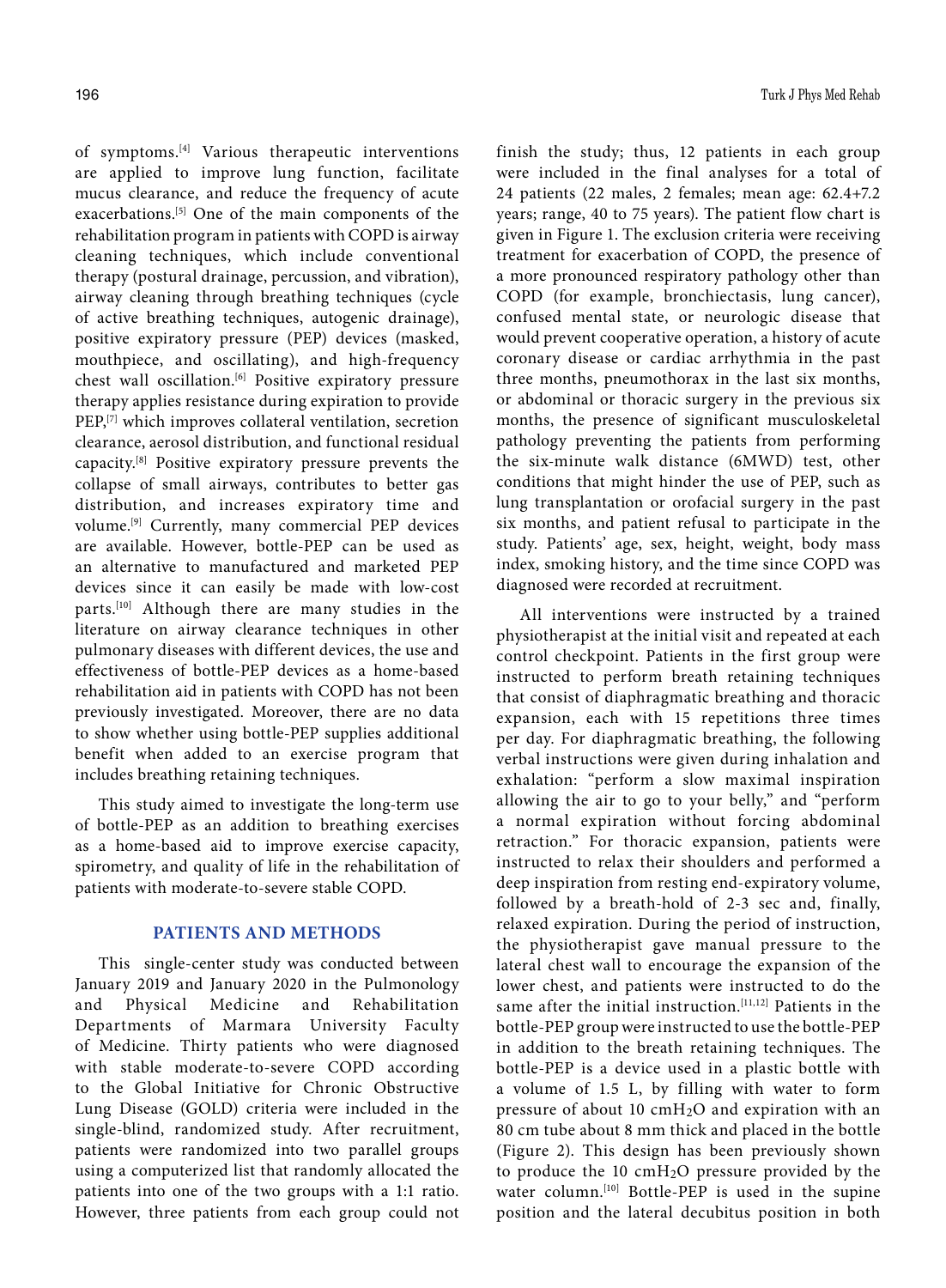of symptoms.[4] Various therapeutic interventions are applied to improve lung function, facilitate mucus clearance, and reduce the frequency of acute exacerbations.[5] One of the main components of the rehabilitation program in patients with COPD is airway cleaning techniques, which include conventional therapy (postural drainage, percussion, and vibration), airway cleaning through breathing techniques (cycle of active breathing techniques, autogenic drainage), positive expiratory pressure (PEP) devices (masked, mouthpiece, and oscillating), and high-frequency chest wall oscillation.[6] Positive expiratory pressure therapy applies resistance during expiration to provide PEP,[7] which improves collateral ventilation, secretion clearance, aerosol distribution, and functional residual capacity.[8] Positive expiratory pressure prevents the collapse of small airways, contributes to better gas distribution, and increases expiratory time and volume.[9] Currently, many commercial PEP devices are available. However, bottle-PEP can be used as an alternative to manufactured and marketed PEP devices since it can easily be made with low-cost parts.[10] Although there are many studies in the literature on airway clearance techniques in other pulmonary diseases with different devices, the use and effectiveness of bottle-PEP devices as a home-based rehabilitation aid in patients with COPD has not been previously investigated. Moreover, there are no data to show whether using bottle-PEP supplies additional benefit when added to an exercise program that includes breathing retaining techniques.

This study aimed to investigate the long-term use of bottle-PEP as an addition to breathing exercises as a home-based aid to improve exercise capacity, spirometry, and quality of life in the rehabilitation of patients with moderate-to-severe stable COPD.

## PATIENTS AND METHODS

This single-center study was conducted between January 2019 and January 2020 in the Pulmonology and Physical Medicine and Rehabilitation Departments of Marmara University Faculty of Medicine. Thirty patients who were diagnosed with stable moderate-to-severe COPD according to the Global Initiative for Chronic Obstructive Lung Disease (GOLD) criteria were included in the single-blind, randomized study. After recruitment, patients were randomized into two parallel groups using a computerized list that randomly allocated the patients into one of the two groups with a 1:1 ratio. However, three patients from each group could not finish the study; thus, 12 patients in each group were included in the final analyses for a total of 24 patients (22 males, 2 females; mean age: 62.4+7.2 years; range, 40 to 75 years). The patient flow chart is given in Figure 1. The exclusion criteria were receiving treatment for exacerbation of COPD, the presence of a more pronounced respiratory pathology other than COPD (for example, bronchiectasis, lung cancer), confused mental state, or neurologic disease that would prevent cooperative operation, a history of acute coronary disease or cardiac arrhythmia in the past three months, pneumothorax in the last six months, or abdominal or thoracic surgery in the previous six months, the presence of significant musculoskeletal pathology preventing the patients from performing the six-minute walk distance (6MWD) test, other conditions that might hinder the use of PEP, such as lung transplantation or orofacial surgery in the past six months, and patient refusal to participate in the study. Patients' age, sex, height, weight, body mass index, smoking history, and the time since COPD was diagnosed were recorded at recruitment.

All interventions were instructed by a trained physiotherapist at the initial visit and repeated at each control checkpoint. Patients in the first group were instructed to perform breath retaining techniques that consist of diaphragmatic breathing and thoracic expansion, each with 15 repetitions three times per day. For diaphragmatic breathing, the following verbal instructions were given during inhalation and exhalation: "perform a slow maximal inspiration allowing the air to go to your belly," and "perform a normal expiration without forcing abdominal retraction." For thoracic expansion, patients were instructed to relax their shoulders and performed a deep inspiration from resting end-expiratory volume, followed by a breath-hold of 2-3 sec and, finally, relaxed expiration. During the period of instruction, the physiotherapist gave manual pressure to the lateral chest wall to encourage the expansion of the lower chest, and patients were instructed to do the same after the initial instruction.[11,12] Patients in the bottle-PEP group were instructed to use the bottle-PEP in addition to the breath retaining techniques. The bottle-PEP is a device used in a plastic bottle with a volume of 1.5 L, by filling with water to form pressure of about 10 $cmH_2O$ and expiration with an 80 cm tube about 8 mm thick and placed in the bottle (Figure 2). This design has been previously shown to produce the 10 $cmH_2O$ pressure provided by the water column.[10] Bottle-PEP is used in the supine position and the lateral decubitus position in both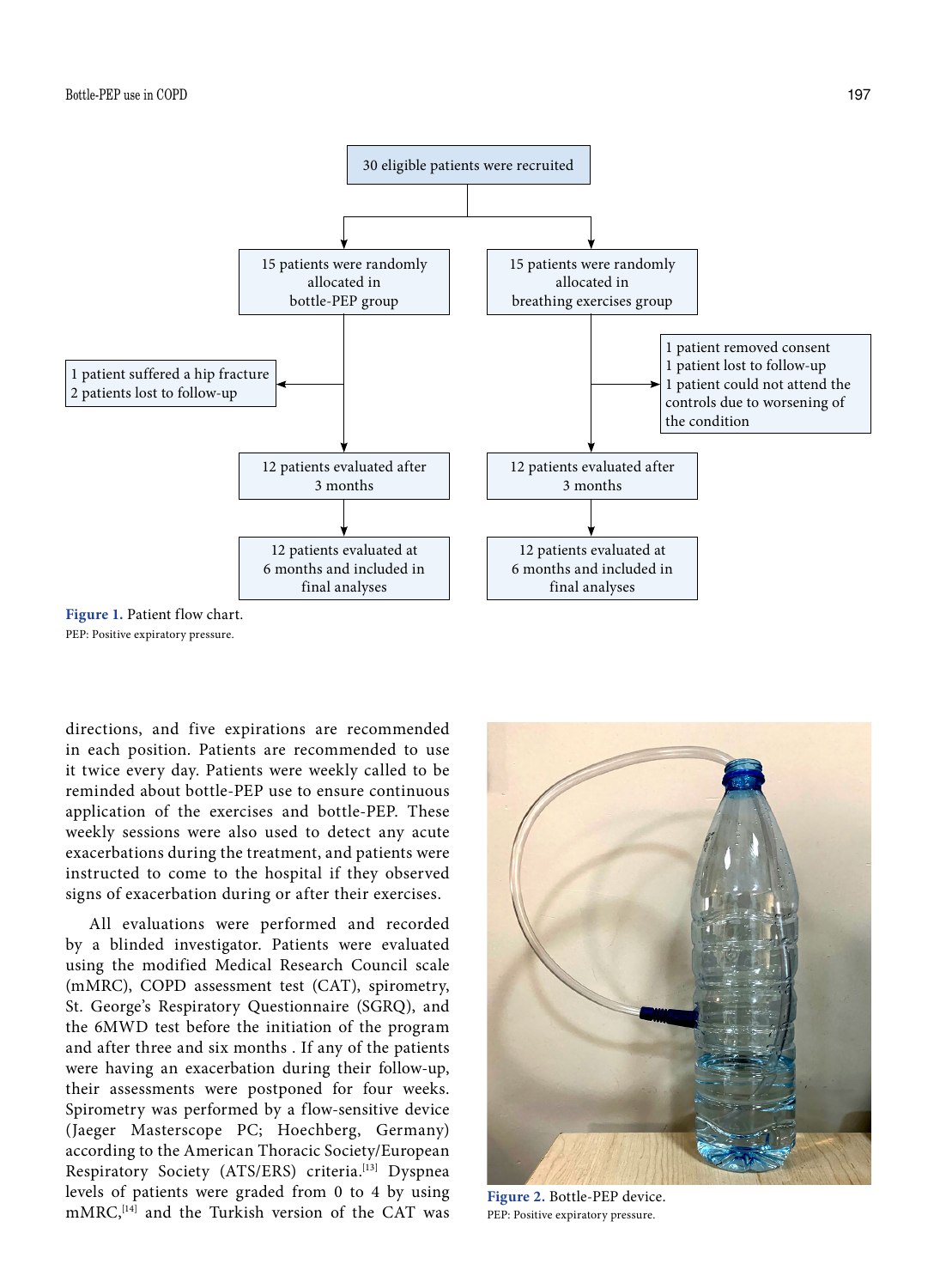30 eligible patients were recruited

15 patients were randomly allocated in bottle-PEP group

15 patients were randomly allocated in breathing exercises group

1 patient suffered a hip fracture
2 patients lost to follow-up

1 patient removed consent
1 patient lost to follow-up
1 patient could not attend the controls due to worsening of the condition

12 patients evaluated after 3 months

12 patients evaluated after 3 months

12 patients evaluated at 6 months and included in final analyses

12 patients evaluated at 6 months and included in final analyses

**Figure 1.** Patient flow chart.
PEP: Positive expiratory pressure.

directions, and five expirations are recommended in each position. Patients are recommended to use it twice every day. Patients were weekly called to be reminded about bottle-PEP use to ensure continuous application of the exercises and bottle-PEP. These weekly sessions were also used to detect any acute exacerbations during the treatment, and patients were instructed to come to the hospital if they observed signs of exacerbation during or after their exercises.

All evaluations were performed and recorded by a blinded investigator. Patients were evaluated using the modified Medical Research Council scale (mMRC), COPD assessment test (CAT), spirometry, St. George's Respiratory Questionnaire (SGRQ), and the 6MWD test before the initiation of the program and after three and six months . If any of the patients were having an exacerbation during their follow-up, their assessments were postponed for four weeks. Spirometry was performed by a flow-sensitive device (Jaeger Masterscope PC; Hoechberg, Germany) according to the American Thoracic Society/European Respiratory Society (ATS/ERS) criteria.[13] Dyspnea levels of patients were graded from 0 to 4 by using mMRC,[14] and the Turkish version of the CAT was

**Figure 2.** Bottle-PEP device.
PEP: Positive expiratory pressure.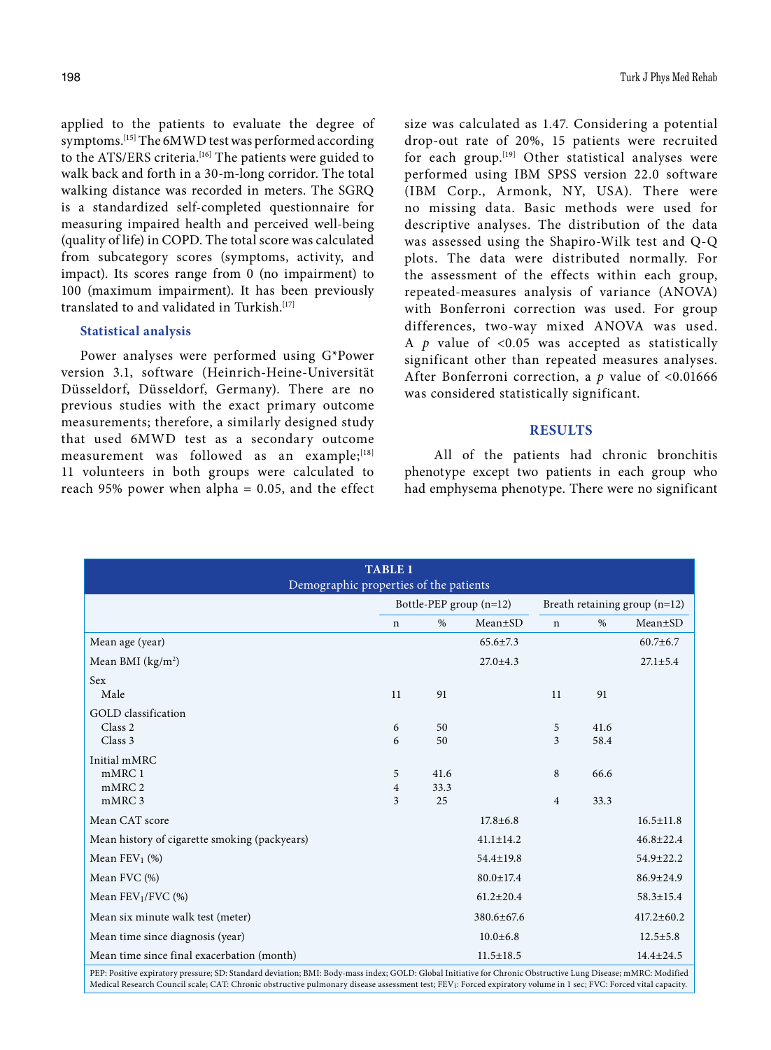applied to the patients to evaluate the degree of symptoms.[15] The 6MWD test was performed according to the ATS/ERS criteria.[16] The patients were guided to walk back and forth in a 30-m-long corridor. The total walking distance was recorded in meters. The SGRQ is a standardized self-completed questionnaire for measuring impaired health and perceived well-being (quality of life) in COPD. The total score was calculated from subcategory scores (symptoms, activity, and impact). Its scores range from 0 (no impairment) to 100 (maximum impairment). It has been previously translated to and validated in Turkish.[17]

### Statistical analysis

Power analyses were performed using G*Power version 3.1, software (Heinrich-Heine-Universität Düsseldorf, Düsseldorf, Germany). There are no previous studies with the exact primary outcome measurements; therefore, a similarly designed study that used 6MWD test as a secondary outcome measurement was followed as an example;[18] 11 volunteers in both groups were calculated to reach 95% power when alpha = 0.05, and the effect size was calculated as 1.47. Considering a potential drop-out rate of 20%, 15 patients were recruited for each group.[19] Other statistical analyses were performed using IBM SPSS version 22.0 software (IBM Corp., Armonk, NY, USA). There were no missing data. Basic methods were used for descriptive analyses. The distribution of the data was assessed using the Shapiro-Wilk test and Q-Q plots. The data were distributed normally. For the assessment of the effects within each group, repeated-measures analysis of variance (ANOVA) with Bonferroni correction was used. For group differences, two-way mixed ANOVA was used. A $p$ value of <0.05 was accepted as statistically significant other than repeated measures analyses. After Bonferroni correction, a $p$ value of <0.01666 was considered statistically significant.

## RESULTS

All of the patients had chronic bronchitis phenotype except two patients in each group who had emphysema phenotype. There were no significant

**TABLE 1**
Demographic properties of the patients

| | Bottle-PEP group (n=12) | | | Breath retaining group (n=12) | | |
|---|---|---|---|---|---|---|
| | n | % | Mean±SD | n | % | Mean±SD |
| Mean age (year) | | | 65.6±7.3 | | | 60.7±6.7 |
| Mean BMI (kg/m²) | | | 27.0±4.3 | | | 27.1±5.4 |
| Sex | | | | | | |
| Male | 11 | 91 | | 11 | 91 | |
| GOLD classification | | | | | | |
| Class 2 | 6 | 50 | | 5 | 41.6 | |
| Class 3 | 6 | 50 | | 3 | 58.4 | |
| Initial mMRC | | | | | | |
| mMRC 1 | 5 | 41.6 | | 8 | 66.6 | |
| mMRC 2 | 4 | 33.3 | | | | |
| mMRC 3 | 3 | 25 | | 4 | 33.3 | |
| Mean CAT score | | | 17.8±6.8 | | | 16.5±11.8 |
| Mean history of cigarette smoking (packyears) | | | 41.1±14.2 | | | 46.8±22.4 |
| Mean $FEV_1$ (%) | | | 54.4±19.8 | | | 54.9±22.2 |
| Mean FVC (%) | | | 80.0±17.4 | | | 86.9±24.9 |
| Mean $FEV_1$/FVC (%) | | | 61.2±20.4 | | | 58.3±15.4 |
| Mean six minute walk test (meter) | | | 380.6±67.6 | | | 417.2±60.2 |
| Mean time since diagnosis (year) | | | 10.0±6.8 | | | 12.5±5.8 |
| Mean time since final exacerbation (month) | | | 11.5±18.5 | | | 14.4±24.5 |

PEP: Positive expiratory pressure; SD: Standard deviation; BMI: Body-mass index; GOLD: Global Initiative for Chronic Obstructive Lung Disease; mMRC: Modified Medical Research Council scale; CAT: Chronic obstructive pulmonary disease assessment test; $FEV_1$: Forced expiratory volume in 1 sec; FVC: Forced vital capacity.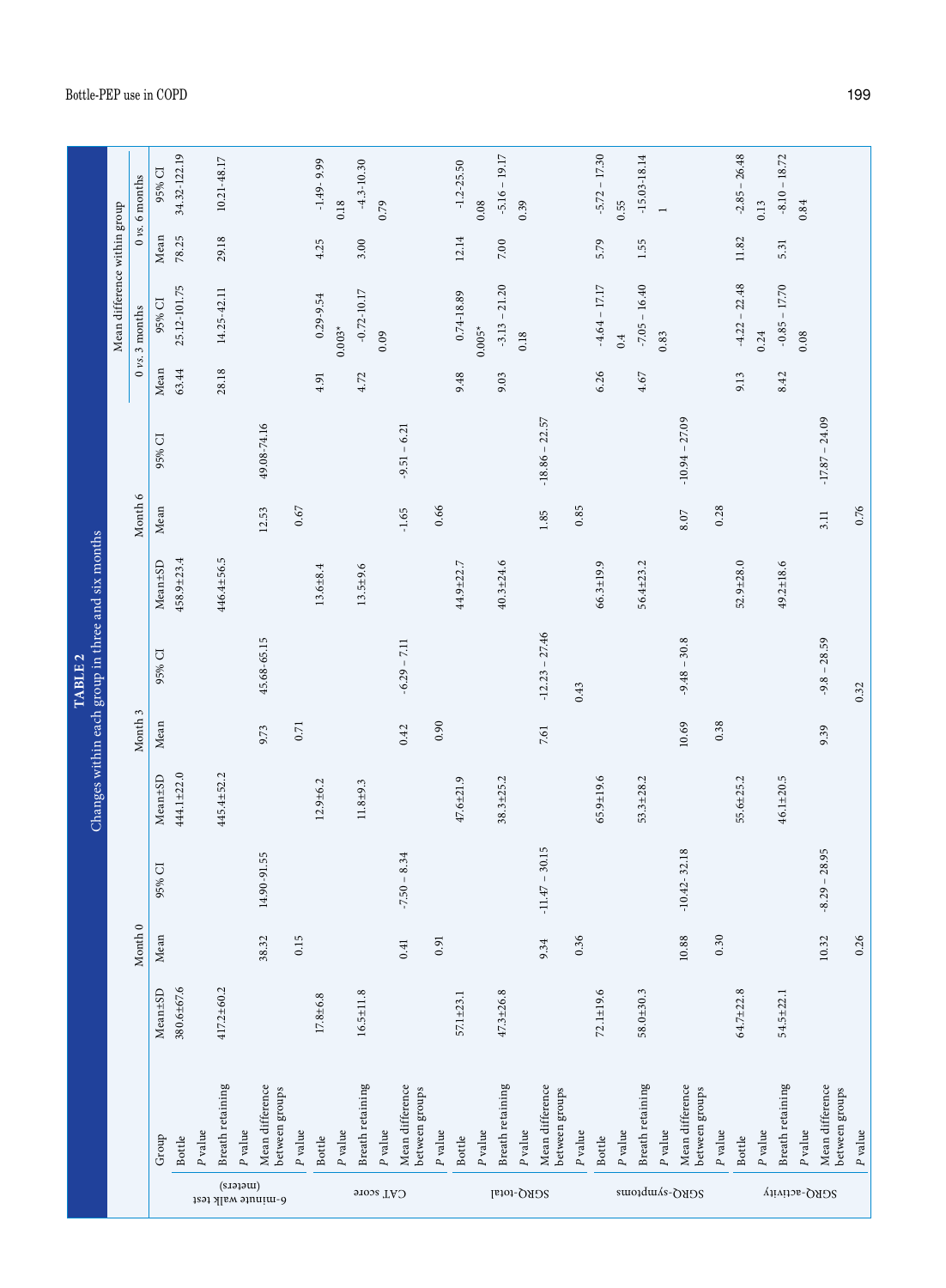**TABLE 2**
Changes within each group in three and six months

| | Group | Month 0 | | | Month 3 | | | Month 6 | | | Mean difference within group | | | |
|---|---|---|---|---|---|---|---|---|---|---|---|---|---|---|
| | | | | | | | | | | | 0 *vs.* 3 months | | 0 *vs.* 6 months | |
| | | Mean±SD | Mean | 95% CI | Mean±SD | Mean | 95% CI | Mean±SD | Mean | 95% CI | Mean | 95% CI | Mean | 95% CI |
| 6-minute walk test (meters) | Bottle | 380.6±67.6 | | | 444.1±22.0 | | | 458.9±23.4 | | | 63.44 | 25.12-101.75 | 78.25 | 34.32-122.19 |
| | *P* value | | | | | | | | | | | | | |
| | Breath retaining | 417.2±60.2 | | | 445.4±52.2 | | | 446.4±56.5 | | | 28.18 | 14.25-42.11 | 29.18 | 10.21-48.17 |
| | *P* value | | | | | | | | | | | | | |
| | Mean difference between groups | | 38.32 | 14.90-91.55 | | 9.73 | 45.68-65.15 | | 12.53 | 49.08-74.16 | | | | |
| | *P* value | | 0.15 | | | 0.71 | | | 0.67 | | | | | |
| CAT score | Bottle | 17.8±6.8 | | | 12.9±6.2 | | | 13.6±8.4 | | | 4.91 | 0.29-9.54 | 4.25 | -1.49- 9.99 |
| | *P* value | | | | | | | | | | | 0.003* | | 0.18 |
| | Breath retaining | 16.5±11.8 | | | 11.8±9.3 | | | 13.5±9.6 | | | 4.72 | -0.72-10.17 | 3.00 | -4.3-10.30 |
| | *P* value | | | | | | | | | | | 0.09 | | 0.79 |
| | Mean difference between groups | | 0.41 | -7.50 – 8.34 | | 0.42 | -6.29 – 7.11 | | -1.65 | -9.51 – 6.21 | | | | |
| | *P* value | | 0.91 | | | 0.90 | | | 0.66 | | | | | |
| SGRQ-total | Bottle | 57.1±23.1 | | | 47.6±21.9 | | | 44.9±22.7 | | | 9.48 | 0.74-18.89 | 12.14 | -1.2-25.50 |
| | *P* value | | | | | | | | | | | 0.005* | | 0.08 |
| | Breath retaining | 47.3±26.8 | | | 38.3±25.2 | | | 40.3±24.6 | | | 9.03 | -3.13 – 21.20 | 7.00 | -5.16 – 19.17 |
| | *P* value | | | | | | | | | | | 0.18 | | 0.39 |
| | Mean difference between groups | | 9.34 | -11.47 – 30.15 | | 7.61 | -12.23 – 27.46 | | 1.85 | -18.86 – 22.57 | | | | |
| | *P* value | | 0.36 | | | 0.43 | | | 0.85 | | | | | |
| SGRQ-symptoms | Bottle | 72.1±19.6 | | | 65.9±19.6 | | | 66.3±19.9 | | | 6.26 | -4.64 – 17.17 | 5.79 | -5.72 – 17.30 |
| | *P* value | | | | | | | | | | | 0.4 | | 0.55 |
| | Breath retaining | 58.0±30.3 | | | 53.3±28.2 | | | 56.4±23.2 | | | 4.67 | -7.05 – 16.40 | 1.55 | -15.03-18.14 |
| | *P* value | | | | | | | | | | | 0.83 | | 1 |
| | Mean difference between groups | | 10.88 | -10.42- 32.18 | | 10.69 | -9.48 – 30.8 | | 8.07 | -10.94 – 27.09 | | | | |
| | *P* value | | 0.30 | | | 0.38 | | | 0.28 | | | | | |
| SGRQ-activity | Bottle | 64.7±22.8 | | | 55.6±25.2 | | | 52.9±28.0 | | | 9.13 | -4.22 – 22.48 | 11.82 | -2.85 – 26.48 |
| | *P* value | | | | | | | | | | | 0.24 | | 0.13 |
| | Breath retaining | 54.5±22.1 | | | 46.1±20.5 | | | 49.2±18.6 | | | 8.42 | -0.85 – 17.70 | 5.31 | -8.10 – 18.72 |
| | *P* value | | | | | | | | | | | 0.08 | | 0.84 |
| | Mean difference between groups | | 10.32 | -8.29 – 28.95 | | 9.39 | -9.8 – 28.59 | | 3.11 | -17.87 – 24.09 | | | | |
| | *P* value | | 0.26 | | | 0.32 | | | 0.76 | | | | | |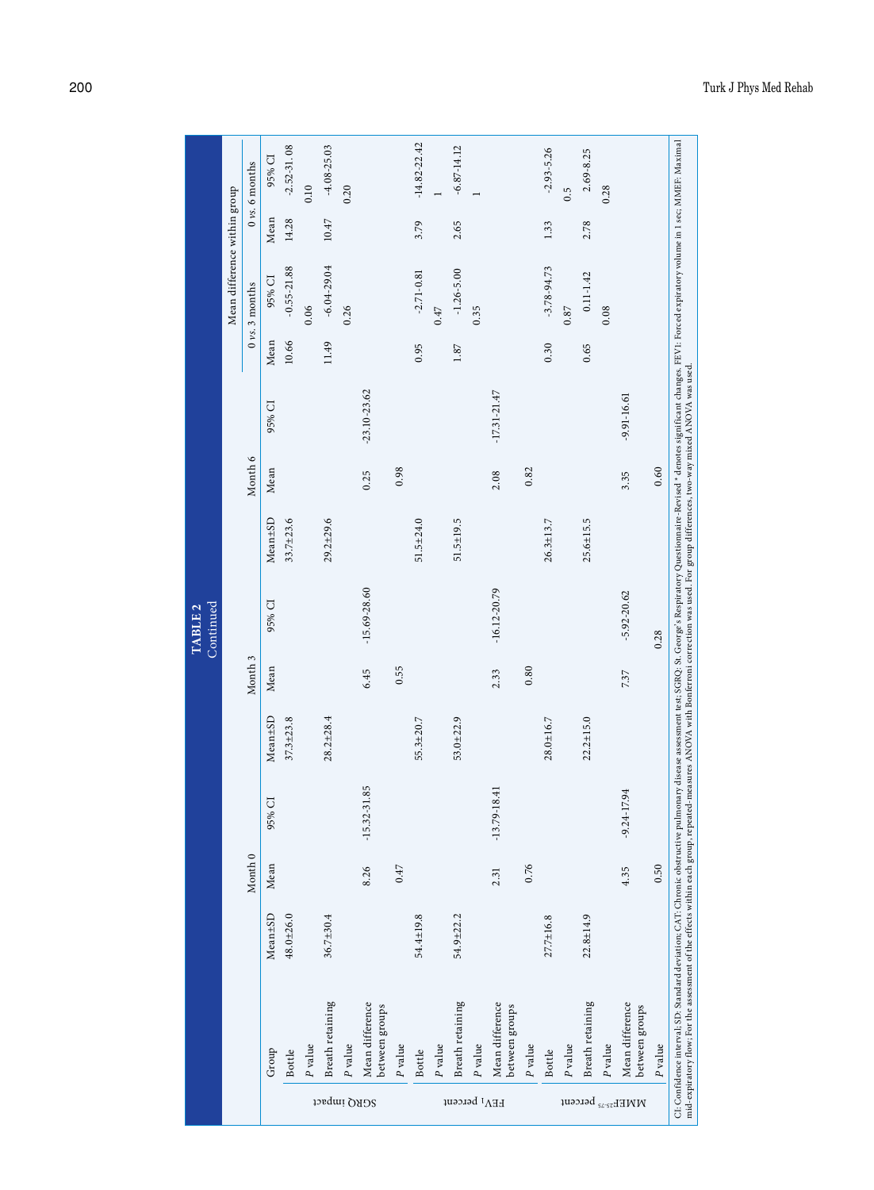**TABLE 2**
Continued

| | Group | Month 0 | | | Month 3 | | | Month 6 | | | Mean difference within group | | | |
|---|---|---|---|---|---|---|---|---|---|---|---|---|---|---|
| | | | | | | | | | | | 0 *vs.* 3 months | | 0 *vs.* 6 months | |
| | | Mean±SD | Mean | 95% CI | Mean±SD | Mean | 95% CI | Mean±SD | Mean | 95% CI | Mean | 95% CI | Mean | 95% CI |
| SGRQ impact | Bottle | 48.0±26.0 | | | 37.3±23.8 | | | 33.7±23.6 | | | 10.66 | -0.55-21.88 | 14.28 | -2.52-31.08 |
| | *P* value | | | | | | | | | | | 0.06 | | 0.10 |
| | Breath retaining | 36.7±30.4 | | | 28.2±28.4 | | | 29.2±29.6 | | | 11.49 | -6.04-29.04 | 10.47 | -4.08-25.03 |
| | *P* value | | | | | | | | | | | 0.26 | | 0.20 |
| | Mean difference between groups | | 8.26 | -15.32-31.85 | | 6.45 | -15.69-28.60 | | 0.25 | -23.10-23.62 | | | | |
| | *P* value | | 0.47 | | | 0.55 | | | 0.98 | | | | | |
| $FEV_1$ percent | Bottle | 54.4±19.8 | | | 55.3±20.7 | | | 51.5±24.0 | | | 0.95 | -2.71-0.81 | 3.79 | -14.82-22.42 |
| | *P* value | | | | | | | | | | | 0.47 | | 1 |
| | Breath retaining | 54.9±22.2 | | | 53.0±22.9 | | | 51.5±19.5 | | | 1.87 | -1.26-5.00 | 2.65 | -6.87-14.12 |
| | *P* value | | | | | | | | | | | 0.35 | | 1 |
| | Mean difference between groups | | 2.31 | -13.79-18.41 | | 2.33 | -16.12-20.79 | | 2.08 | -17.31-21.47 | | | | |
| | *P* value | | 0.76 | | | 0.80 | | | 0.82 | | | | | |
| $MMEF_{25-75}$ percent | Bottle | 27.7±16.8 | | | 28.0±16.7 | | | 26.3±13.7 | | | 0.30 | -3.78-94.73 | 1.33 | -2.93-5.26 |
| | *P* value | | | | | | | | | | | 0.87 | | 0.5 |
| | Breath retaining | 22.8±14.9 | | | 22.2±15.0 | | | 25.6±15.5 | | | 0.65 | 0.11-1.42 | 2.78 | 2.69-8.25 |
| | *P* value | | | | | | | | | | | 0.08 | | 0.28 |
| | Mean difference between groups | | 4.35 | -9.24-17.94 | | 7.37 | -5.92-20.62 | | 3.35 | -9.91-16.61 | | | | |
| | *P* value | | 0.50 | | | 0.28 | | | 0.60 | | | | | |

CI: Confidence interval; SD: Standard deviation; CAT: Chronic obstructive pulmonary disease assessment test; SGRQ: St. George's Respiratory Questionnaire-Revised * denotes significant changes. FEV1: Forced expiratory volume in 1 sec; MMEF: Maximal mid-expiratory flow; For the assessment of the effects within each group, repeated-measures ANOVA with Bonferroni correction was used. For group differences, two-way mixed ANOVA was used.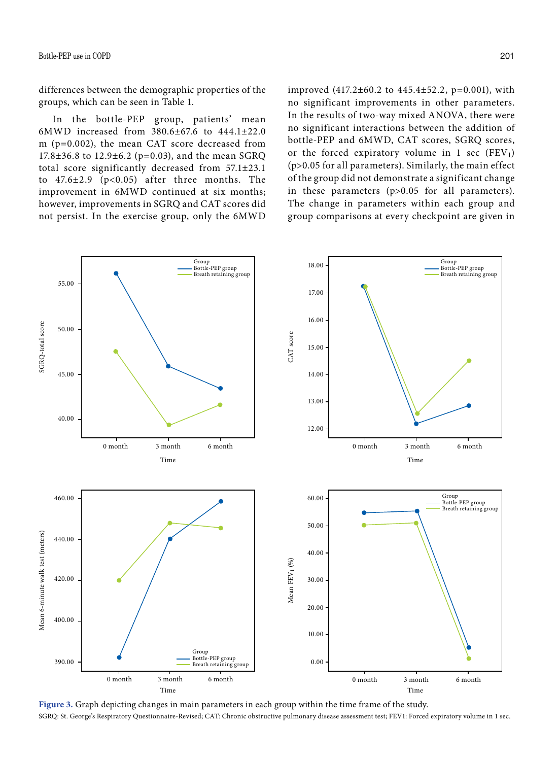differences between the demographic properties of the groups, which can be seen in Table 1.

In the bottle-PEP group, patients' mean 6MWD increased from 380.6±67.6 to 444.1±22.0 m ($p=0.002$), the mean CAT score decreased from 17.8±36.8 to 12.9±6.2 ($p=0.03$), and the mean SGRQ total score significantly decreased from 57.1±23.1 to 47.6±2.9 ($p<0.05$) after three months. The improvement in 6MWD continued at six months; however, improvements in SGRQ and CAT scores did not persist. In the exercise group, only the 6MWD improved (417.2±60.2 to 445.4±52.2, $p=0.001$), with no significant improvements in other parameters. In the results of two-way mixed ANOVA, there were no significant interactions between the addition of bottle-PEP and 6MWD, CAT scores, SGRQ scores, or the forced expiratory volume in 1 sec ($FEV_1$) ($p>0.05$ for all parameters). Similarly, the main effect of the group did not demonstrate a significant change in these parameters ($p>0.05$ for all parameters). The change in parameters within each group and group comparisons at every checkpoint are given in

**Figure 3.** Graph depicting changes in main parameters in each group within the time frame of the study.

SGRQ: St. George's Respiratory Questionnaire-Revised; CAT: Chronic obstructive pulmonary disease assessment test; FEV1: Forced expiratory volume in 1 sec.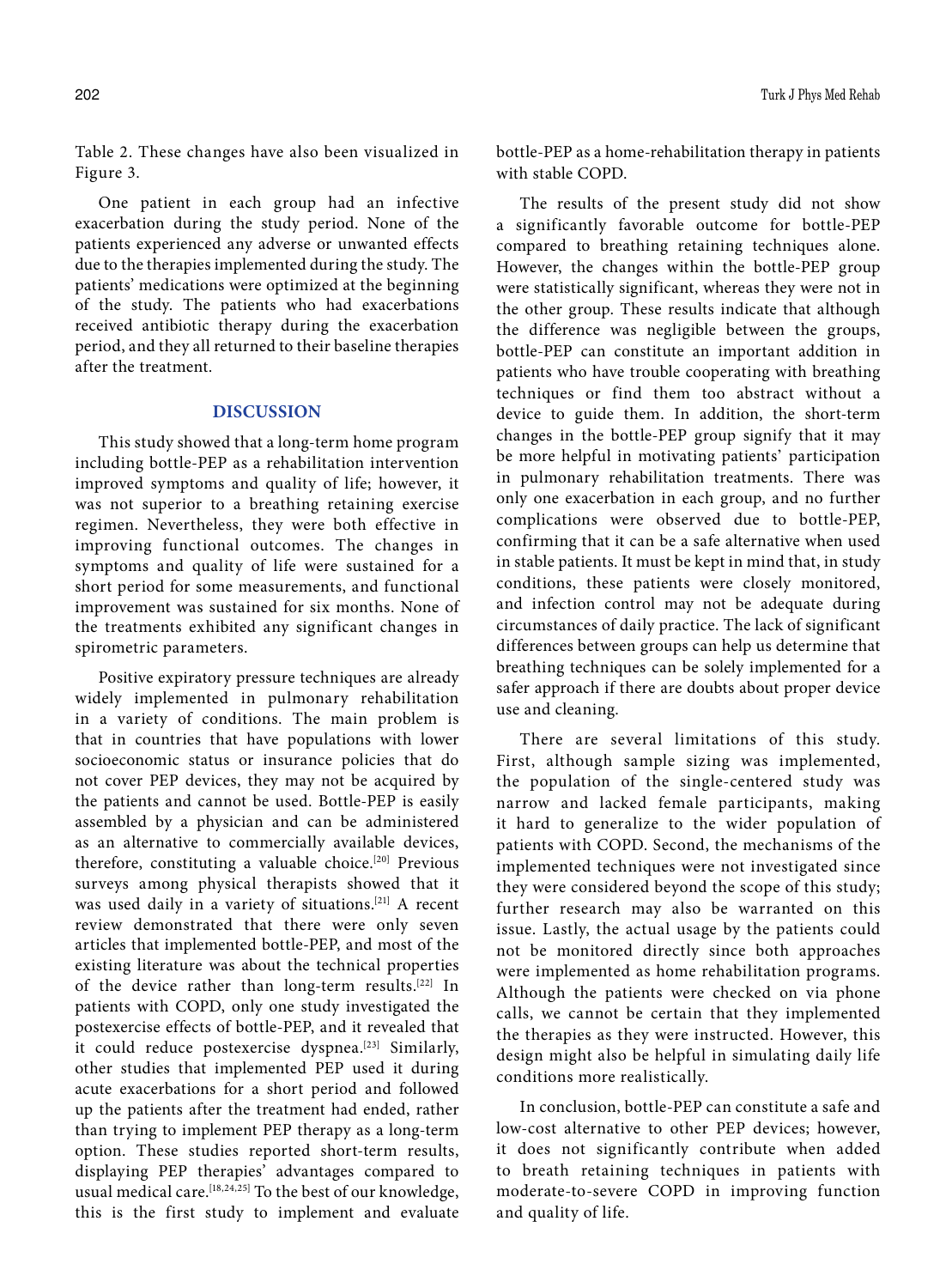Table 2. These changes have also been visualized in Figure 3.

One patient in each group had an infective exacerbation during the study period. None of the patients experienced any adverse or unwanted effects due to the therapies implemented during the study. The patients' medications were optimized at the beginning of the study. The patients who had exacerbations received antibiotic therapy during the exacerbation period, and they all returned to their baseline therapies after the treatment.

## DISCUSSION

This study showed that a long-term home program including bottle-PEP as a rehabilitation intervention improved symptoms and quality of life; however, it was not superior to a breathing retaining exercise regimen. Nevertheless, they were both effective in improving functional outcomes. The changes in symptoms and quality of life were sustained for a short period for some measurements, and functional improvement was sustained for six months. None of the treatments exhibited any significant changes in spirometric parameters.

Positive expiratory pressure techniques are already widely implemented in pulmonary rehabilitation in a variety of conditions. The main problem is that in countries that have populations with lower socioeconomic status or insurance policies that do not cover PEP devices, they may not be acquired by the patients and cannot be used. Bottle-PEP is easily assembled by a physician and can be administered as an alternative to commercially available devices, therefore, constituting a valuable choice.[20] Previous surveys among physical therapists showed that it was used daily in a variety of situations.[21] A recent review demonstrated that there were only seven articles that implemented bottle-PEP, and most of the existing literature was about the technical properties of the device rather than long-term results.[22] In patients with COPD, only one study investigated the postexercise effects of bottle-PEP, and it revealed that it could reduce postexercise dyspnea.[23] Similarly, other studies that implemented PEP used it during acute exacerbations for a short period and followed up the patients after the treatment had ended, rather than trying to implement PEP therapy as a long-term option. These studies reported short-term results, displaying PEP therapies' advantages compared to usual medical care.[18,24,25] To the best of our knowledge, this is the first study to implement and evaluate bottle-PEP as a home-rehabilitation therapy in patients with stable COPD.

The results of the present study did not show a significantly favorable outcome for bottle-PEP compared to breathing retaining techniques alone. However, the changes within the bottle-PEP group were statistically significant, whereas they were not in the other group. These results indicate that although the difference was negligible between the groups, bottle-PEP can constitute an important addition in patients who have trouble cooperating with breathing techniques or find them too abstract without a device to guide them. In addition, the short-term changes in the bottle-PEP group signify that it may be more helpful in motivating patients' participation in pulmonary rehabilitation treatments. There was only one exacerbation in each group, and no further complications were observed due to bottle-PEP, confirming that it can be a safe alternative when used in stable patients. It must be kept in mind that, in study conditions, these patients were closely monitored, and infection control may not be adequate during circumstances of daily practice. The lack of significant differences between groups can help us determine that breathing techniques can be solely implemented for a safer approach if there are doubts about proper device use and cleaning.

There are several limitations of this study. First, although sample sizing was implemented, the population of the single-centered study was narrow and lacked female participants, making it hard to generalize to the wider population of patients with COPD. Second, the mechanisms of the implemented techniques were not investigated since they were considered beyond the scope of this study; further research may also be warranted on this issue. Lastly, the actual usage by the patients could not be monitored directly since both approaches were implemented as home rehabilitation programs. Although the patients were checked on via phone calls, we cannot be certain that they implemented the therapies as they were instructed. However, this design might also be helpful in simulating daily life conditions more realistically.

In conclusion, bottle-PEP can constitute a safe and low-cost alternative to other PEP devices; however, it does not significantly contribute when added to breath retaining techniques in patients with moderate-to-severe COPD in improving function and quality of life.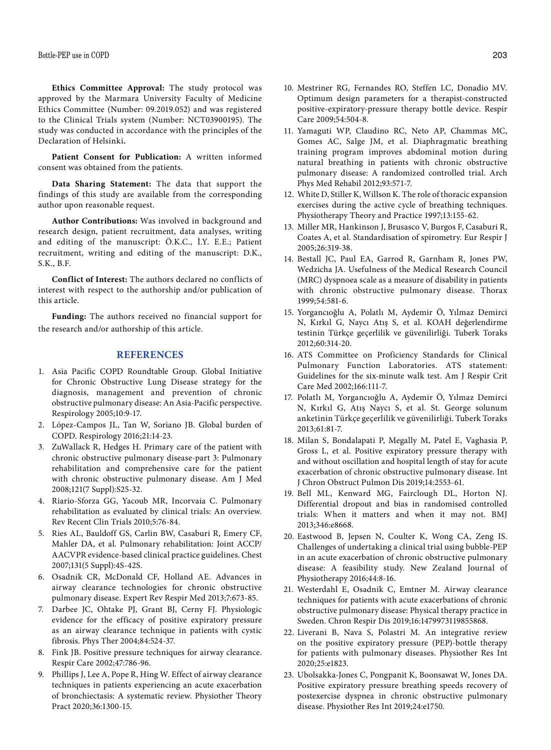**Ethics Committee Approval:** The study protocol was approved by the Marmara University Faculty of Medicine Ethics Committee (Number: 09.2019.052) and was registered to the Clinical Trials system (Number: NCT03900195). The study was conducted in accordance with the principles of the Declaration of Helsinki**.**

**Patient Consent for Publication:** A written informed consent was obtained from the patients.

**Data Sharing Statement:** The data that support the findings of this study are available from the corresponding author upon reasonable request.

**Author Contributions:** Was involved in background and research design, patient recruitment, data analyses, writing and editing of the manuscript: Ö.K.C., İ.Y. E.E.; Patient recruitment, writing and editing of the manuscript: D.K., S.K., B.F.

**Conflict of Interest:** The authors declared no conflicts of interest with respect to the authorship and/or publication of this article.

**Funding:** The authors received no financial support for the research and/or authorship of this article.

## REFERENCES

1. Asia Pacific COPD Roundtable Group. Global Initiative for Chronic Obstructive Lung Disease strategy for the diagnosis, management and prevention of chronic obstructive pulmonary disease: An Asia-Pacific perspective. Respirology 2005;10:9-17.
2. López-Campos JL, Tan W, Soriano JB. Global burden of COPD. Respirology 2016;21:14-23.
3. ZuWallack R, Hedges H. Primary care of the patient with chronic obstructive pulmonary disease-part 3: Pulmonary rehabilitation and comprehensive care for the patient with chronic obstructive pulmonary disease. Am J Med 2008;121(7 Suppl):S25-32.
4. Riario-Sforza GG, Yacoub MR, Incorvaia C. Pulmonary rehabilitation as evaluated by clinical trials: An overview. Rev Recent Clin Trials 2010;5:76-84.
5. Ries AL, Bauldoff GS, Carlin BW, Casaburi R, Emery CF, Mahler DA, et al. Pulmonary rehabilitation: Joint ACCP/AACVPR evidence-based clinical practice guidelines. Chest 2007;131(5 Suppl):4S-42S.
6. Osadnik CR, McDonald CF, Holland AE. Advances in airway clearance technologies for chronic obstructive pulmonary disease. Expert Rev Respir Med 2013;7:673-85.
7. Darbee JC, Ohtake PJ, Grant BJ, Cerny FJ. Physiologic evidence for the efficacy of positive expiratory pressure as an airway clearance technique in patients with cystic fibrosis. Phys Ther 2004;84:524-37.
8. Fink JB. Positive pressure techniques for airway clearance. Respir Care 2002;47:786-96.
9. Phillips J, Lee A, Pope R, Hing W. Effect of airway clearance techniques in patients experiencing an acute exacerbation of bronchiectasis: A systematic review. Physiother Theory Pract 2020;36:1300-15.
10. Mestriner RG, Fernandes RO, Steffen LC, Donadio MV. Optimum design parameters for a therapist-constructed positive-expiratory-pressure therapy bottle device. Respir Care 2009;54:504-8.
11. Yamaguti WP, Claudino RC, Neto AP, Chammas MC, Gomes AC, Salge JM, et al. Diaphragmatic breathing training program improves abdominal motion during natural breathing in patients with chronic obstructive pulmonary disease: A randomized controlled trial. Arch Phys Med Rehabil 2012;93:571-7.
12. White D, Stiller K, Willson K. The role of thoracic expansion exercises during the active cycle of breathing techniques. Physiotherapy Theory and Practice 1997;13:155-62.
13. Miller MR, Hankinson J, Brusasco V, Burgos F, Casaburi R, Coates A, et al. Standardisation of spirometry. Eur Respir J 2005;26:319-38.
14. Bestall JC, Paul EA, Garrod R, Garnham R, Jones PW, Wedzicha JA. Usefulness of the Medical Research Council (MRC) dyspnoea scale as a measure of disability in patients with chronic obstructive pulmonary disease. Thorax 1999;54:581-6.
15. Yorgancıoğlu A, Polatlı M, Aydemir Ö, Yılmaz Demirci N, Kırkıl G, Naycı Atış S, et al. KOAH değerlendirme testinin Türkçe geçerlilik ve güvenilirliği. Tuberk Toraks 2012;60:314-20.
16. ATS Committee on Proficiency Standards for Clinical Pulmonary Function Laboratories. ATS statement: Guidelines for the six-minute walk test. Am J Respir Crit Care Med 2002;166:111-7.
17. Polatlı M, Yorgancıoğlu A, Aydemir Ö, Yılmaz Demirci N, Kırkıl G, Atış Naycı S, et al. St. George solunum anketinin Türkçe geçerlilik ve güvenilirliği. Tuberk Toraks 2013;61:81-7.
18. Milan S, Bondalapati P, Megally M, Patel E, Vaghasia P, Gross L, et al. Positive expiratory pressure therapy with and without oscillation and hospital length of stay for acute exacerbation of chronic obstructive pulmonary disease. Int J Chron Obstruct Pulmon Dis 2019;14:2553-61.
19. Bell ML, Kenward MG, Fairclough DL, Horton NJ. Differential dropout and bias in randomised controlled trials: When it matters and when it may not. BMJ 2013;346:e8668.
20. Eastwood B, Jepsen N, Coulter K, Wong CA, Zeng IS. Challenges of undertaking a clinical trial using bubble-PEP in an acute exacerbation of chronic obstructive pulmonary disease: A feasibility study. New Zealand Journal of Physiotherapy 2016;44:8-16.
21. Westerdahl E, Osadnik C, Emtner M. Airway clearance techniques for patients with acute exacerbations of chronic obstructive pulmonary disease: Physical therapy practice in Sweden. Chron Respir Dis 2019;16:1479973119855868.
22. Liverani B, Nava S, Polastri M. An integrative review on the positive expiratory pressure (PEP)-bottle therapy for patients with pulmonary diseases. Physiother Res Int 2020;25:e1823.
23. Ubolsakka-Jones C, Pongpanit K, Boonsawat W, Jones DA. Positive expiratory pressure breathing speeds recovery of postexercise dyspnea in chronic obstructive pulmonary disease. Physiother Res Int 2019;24:e1750.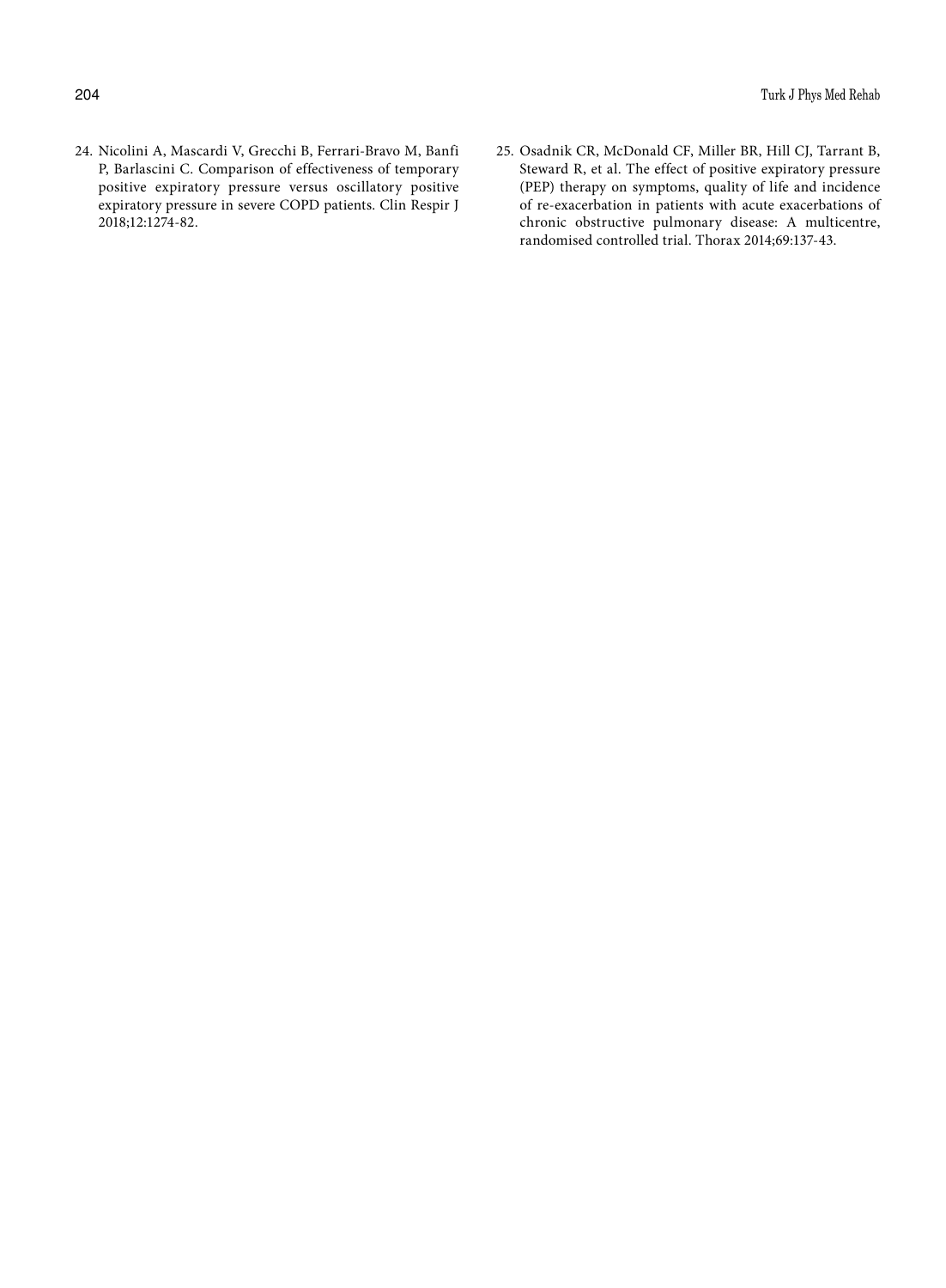24. Nicolini A, Mascardi V, Grecchi B, Ferrari-Bravo M, Banfi P, Barlascini C. Comparison of effectiveness of temporary positive expiratory pressure versus oscillatory positive expiratory pressure in severe COPD patients. Clin Respir J 2018;12:1274-82.

25. Osadnik CR, McDonald CF, Miller BR, Hill CJ, Tarrant B, Steward R, et al. The effect of positive expiratory pressure (PEP) therapy on symptoms, quality of life and incidence of re-exacerbation in patients with acute exacerbations of chronic obstructive pulmonary disease: A multicentre, randomised controlled trial. Thorax 2014;69:137-43.